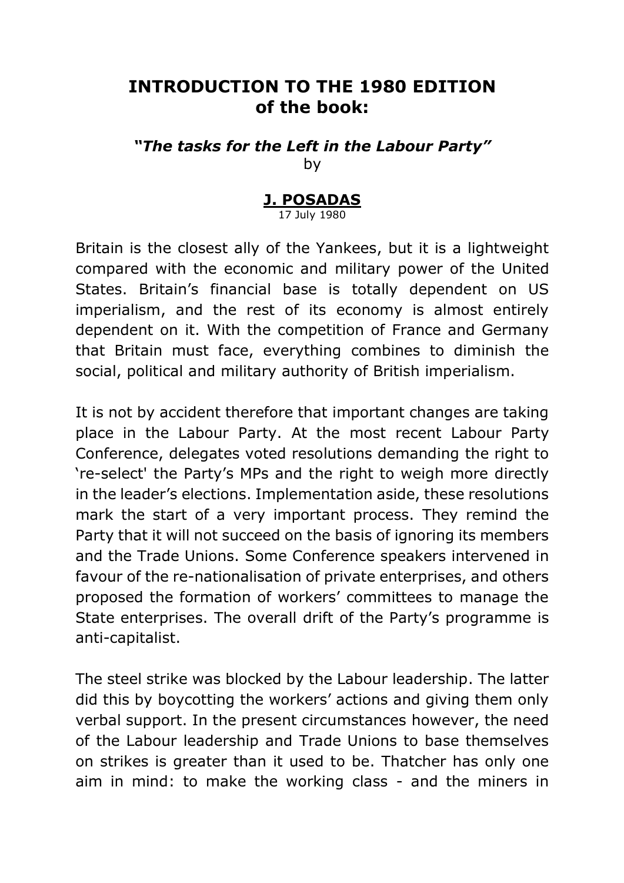# INTRODUCTION TO THE 1980 EDITION of the book:

***"The tasks for the Left in the Labour Party"***
by

**J. POSADAS**
17 July 1980

Britain is the closest ally of the Yankees, but it is a lightweight compared with the economic and military power of the United States. Britain's financial base is totally dependent on US imperialism, and the rest of its economy is almost entirely dependent on it. With the competition of France and Germany that Britain must face, everything combines to diminish the social, political and military authority of British imperialism.

It is not by accident therefore that important changes are taking place in the Labour Party. At the most recent Labour Party Conference, delegates voted resolutions demanding the right to 're-select' the Party's MPs and the right to weigh more directly in the leader's elections. Implementation aside, these resolutions mark the start of a very important process. They remind the Party that it will not succeed on the basis of ignoring its members and the Trade Unions. Some Conference speakers intervened in favour of the re-nationalisation of private enterprises, and others proposed the formation of workers' committees to manage the State enterprises. The overall drift of the Party's programme is anti-capitalist.

The steel strike was blocked by the Labour leadership. The latter did this by boycotting the workers' actions and giving them only verbal support. In the present circumstances however, the need of the Labour leadership and Trade Unions to base themselves on strikes is greater than it used to be. Thatcher has only one aim in mind: to make the working class - and the miners in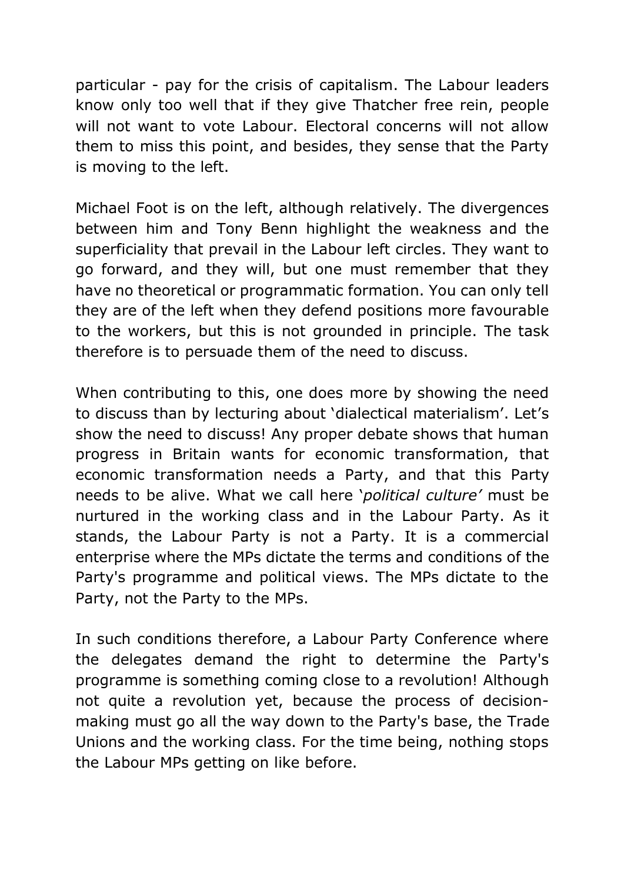particular - pay for the crisis of capitalism. The Labour leaders know only too well that if they give Thatcher free rein, people will not want to vote Labour. Electoral concerns will not allow them to miss this point, and besides, they sense that the Party is moving to the left.

Michael Foot is on the left, although relatively. The divergences between him and Tony Benn highlight the weakness and the superficiality that prevail in the Labour left circles. They want to go forward, and they will, but one must remember that they have no theoretical or programmatic formation. You can only tell they are of the left when they defend positions more favourable to the workers, but this is not grounded in principle. The task therefore is to persuade them of the need to discuss.

When contributing to this, one does more by showing the need to discuss than by lecturing about 'dialectical materialism'. Let's show the need to discuss! Any proper debate shows that human progress in Britain wants for economic transformation, that economic transformation needs a Party, and that this Party needs to be alive. What we call here '*political culture*' must be nurtured in the working class and in the Labour Party. As it stands, the Labour Party is not a Party. It is a commercial enterprise where the MPs dictate the terms and conditions of the Party's programme and political views. The MPs dictate to the Party, not the Party to the MPs.

In such conditions therefore, a Labour Party Conference where the delegates demand the right to determine the Party's programme is something coming close to a revolution! Although not quite a revolution yet, because the process of decision-making must go all the way down to the Party's base, the Trade Unions and the working class. For the time being, nothing stops the Labour MPs getting on like before.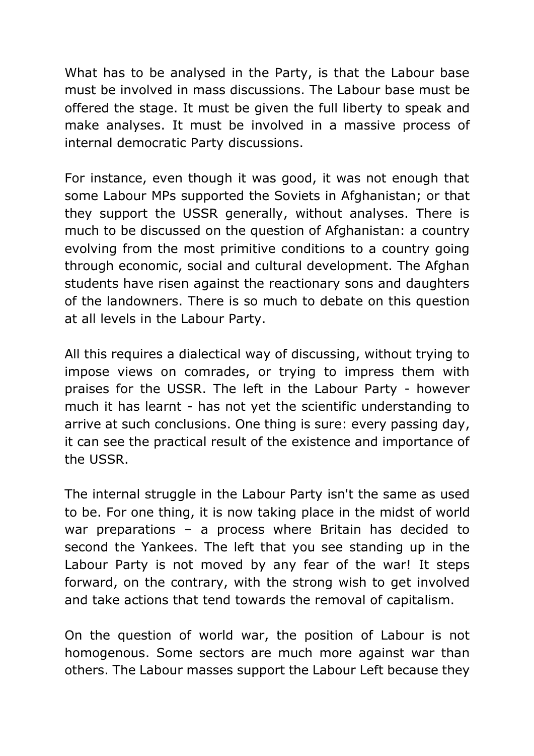What has to be analysed in the Party, is that the Labour base must be involved in mass discussions. The Labour base must be offered the stage. It must be given the full liberty to speak and make analyses. It must be involved in a massive process of internal democratic Party discussions.

For instance, even though it was good, it was not enough that some Labour MPs supported the Soviets in Afghanistan; or that they support the USSR generally, without analyses. There is much to be discussed on the question of Afghanistan: a country evolving from the most primitive conditions to a country going through economic, social and cultural development. The Afghan students have risen against the reactionary sons and daughters of the landowners. There is so much to debate on this question at all levels in the Labour Party.

All this requires a dialectical way of discussing, without trying to impose views on comrades, or trying to impress them with praises for the USSR. The left in the Labour Party - however much it has learnt - has not yet the scientific understanding to arrive at such conclusions. One thing is sure: every passing day, it can see the practical result of the existence and importance of the USSR.

The internal struggle in the Labour Party isn't the same as used to be. For one thing, it is now taking place in the midst of world war preparations – a process where Britain has decided to second the Yankees. The left that you see standing up in the Labour Party is not moved by any fear of the war! It steps forward, on the contrary, with the strong wish to get involved and take actions that tend towards the removal of capitalism.

On the question of world war, the position of Labour is not homogenous. Some sectors are much more against war than others. The Labour masses support the Labour Left because they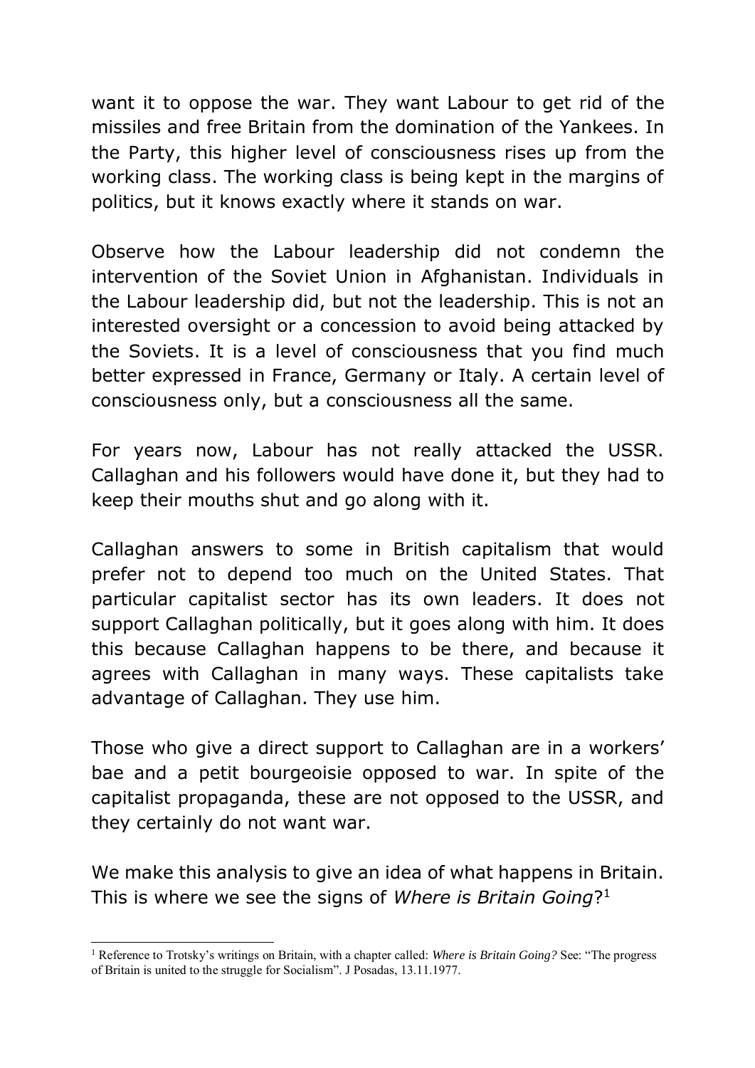want it to oppose the war. They want Labour to get rid of the missiles and free Britain from the domination of the Yankees. In the Party, this higher level of consciousness rises up from the working class. The working class is being kept in the margins of politics, but it knows exactly where it stands on war.

Observe how the Labour leadership did not condemn the intervention of the Soviet Union in Afghanistan. Individuals in the Labour leadership did, but not the leadership. This is not an interested oversight or a concession to avoid being attacked by the Soviets. It is a level of consciousness that you find much better expressed in France, Germany or Italy. A certain level of consciousness only, but a consciousness all the same.

For years now, Labour has not really attacked the USSR. Callaghan and his followers would have done it, but they had to keep their mouths shut and go along with it.

Callaghan answers to some in British capitalism that would prefer not to depend too much on the United States. That particular capitalist sector has its own leaders. It does not support Callaghan politically, but it goes along with him. It does this because Callaghan happens to be there, and because it agrees with Callaghan in many ways. These capitalists take advantage of Callaghan. They use him.

Those who give a direct support to Callaghan are in a workers' bae and a petit bourgeoisie opposed to war. In spite of the capitalist propaganda, these are not opposed to the USSR, and they certainly do not want war.

We make this analysis to give an idea of what happens in Britain. This is where we see the signs of *Where is Britain Going*?[1]

---

[1] Reference to Trotsky's writings on Britain, with a chapter called: *Where is Britain Going?* See: "The progress of Britain is united to the struggle for Socialism". J Posadas, 13.11.1977.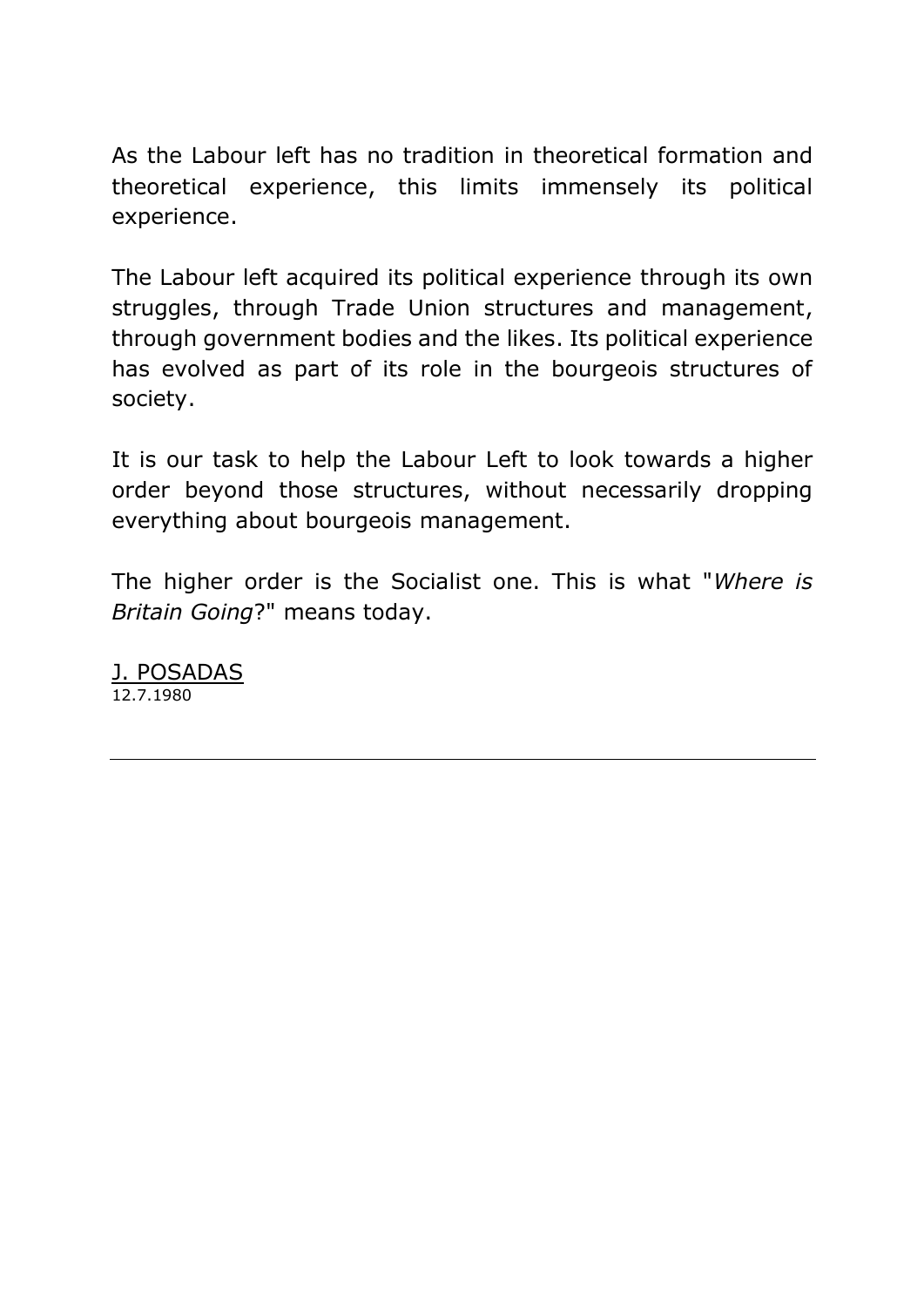As the Labour left has no tradition in theoretical formation and theoretical experience, this limits immensely its political experience.

The Labour left acquired its political experience through its own struggles, through Trade Union structures and management, through government bodies and the likes. Its political experience has evolved as part of its role in the bourgeois structures of society.

It is our task to help the Labour Left to look towards a higher order beyond those structures, without necessarily dropping everything about bourgeois management.

The higher order is the Socialist one. This is what "*Where is Britain Going*?" means today.

J. POSADAS
12.7.1980

---